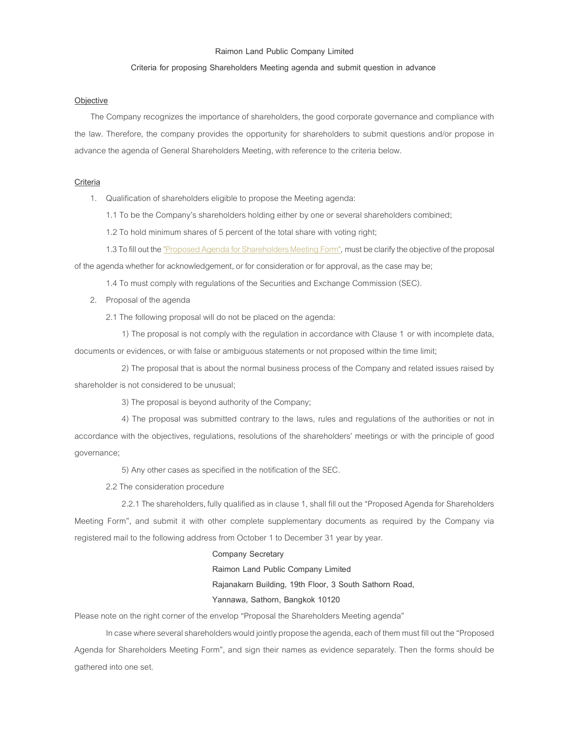Raimon Land Public Company Limited

Criteria for proposing Shareholders Meeting agenda and submit question in advance

**Objective**

The Company recognizes the importance of shareholders, the good corporate governance and compliance with the law. Therefore, the company provides the opportunity for shareholders to submit questions and/or propose in advance the agenda of General Shareholders Meeting, with reference to the criteria below.

**Criteria**

1. Qualification of shareholders eligible to propose the Meeting agenda:

   1.1 To be the Company's shareholders holding either by one or several shareholders combined;

   1.2 To hold minimum shares of 5 percent of the total share with voting right;

   1.3 To fill out the "Proposed Agenda for Shareholders Meeting Form", must be clarify the objective of the proposal of the agenda whether for acknowledgement, or for consideration or for approval, as the case may be;

   1.4 To must comply with regulations of the Securities and Exchange Commission (SEC).

2. Proposal of the agenda

   2.1 The following proposal will do not be placed on the agenda:

   1) The proposal is not comply with the regulation in accordance with Clause 1 or with incomplete data, documents or evidences, or with false or ambiguous statements or not proposed within the time limit;

   2) The proposal that is about the normal business process of the Company and related issues raised by shareholder is not considered to be unusual;

   3) The proposal is beyond authority of the Company;

   4) The proposal was submitted contrary to the laws, rules and regulations of the authorities or not in accordance with the objectives, regulations, resolutions of the shareholders' meetings or with the principle of good governance;

   5) Any other cases as specified in the notification of the SEC.

   2.2 The consideration procedure

   2.2.1 The shareholders, fully qualified as in clause 1, shall fill out the "Proposed Agenda for Shareholders Meeting Form", and submit it with other complete supplementary documents as required by the Company via registered mail to the following address from October 1 to December 31 year by year.

   Company Secretary
   Raimon Land Public Company Limited
   Rajanakarn Building, 19th Floor, 3 South Sathorn Road,
   Yannawa, Sathorn, Bangkok 10120

Please note on the right corner of the envelop "Proposal the Shareholders Meeting agenda"

In case where several shareholders would jointly propose the agenda, each of them must fill out the "Proposed Agenda for Shareholders Meeting Form", and sign their names as evidence separately. Then the forms should be gathered into one set.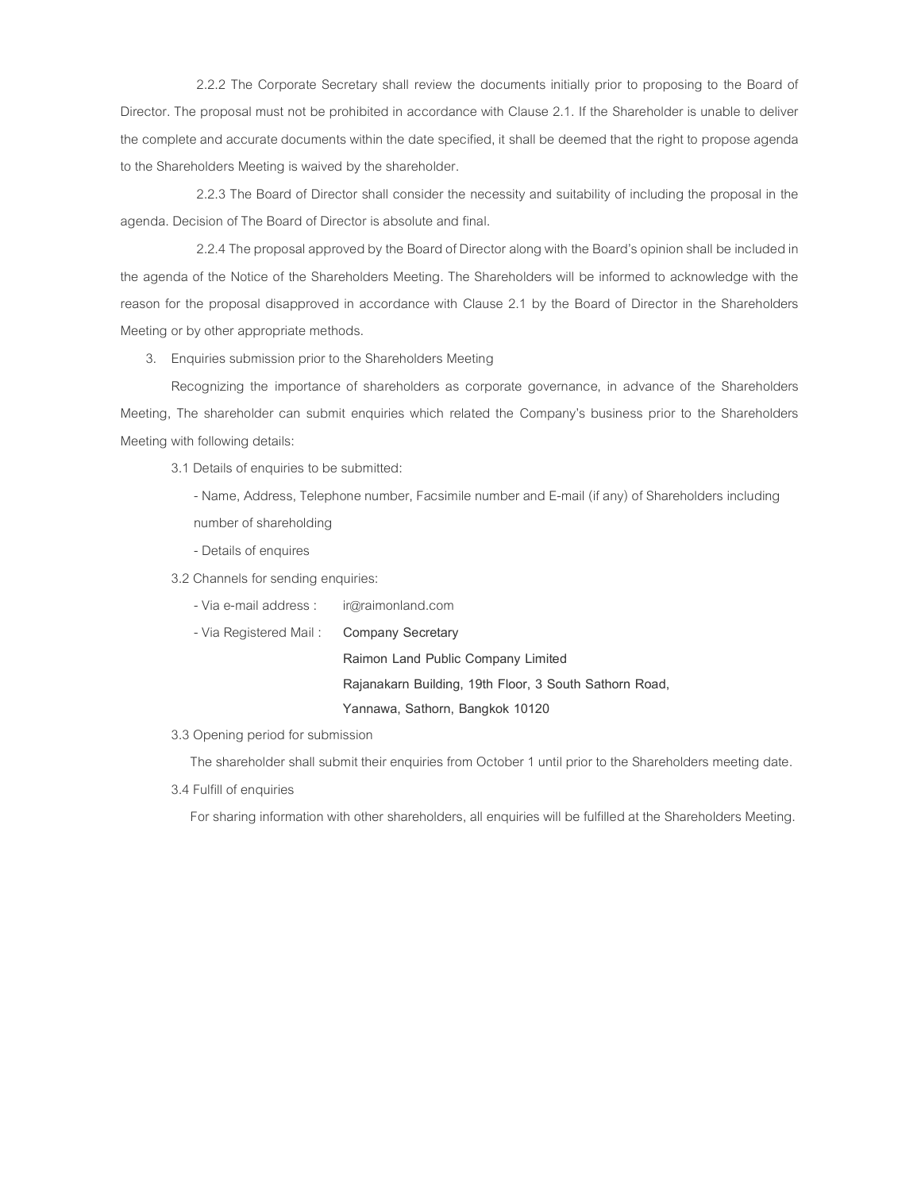2.2.2 The Corporate Secretary shall review the documents initially prior to proposing to the Board of Director. The proposal must not be prohibited in accordance with Clause 2.1. If the Shareholder is unable to deliver the complete and accurate documents within the date specified, it shall be deemed that the right to propose agenda to the Shareholders Meeting is waived by the shareholder.

2.2.3 The Board of Director shall consider the necessity and suitability of including the proposal in the agenda. Decision of The Board of Director is absolute and final.

2.2.4 The proposal approved by the Board of Director along with the Board's opinion shall be included in the agenda of the Notice of the Shareholders Meeting. The Shareholders will be informed to acknowledge with the reason for the proposal disapproved in accordance with Clause 2.1 by the Board of Director in the Shareholders Meeting or by other appropriate methods.

3. Enquiries submission prior to the Shareholders Meeting

Recognizing the importance of shareholders as corporate governance, in advance of the Shareholders Meeting, The shareholder can submit enquiries which related the Company's business prior to the Shareholders Meeting with following details:

3.1 Details of enquiries to be submitted:

- Name, Address, Telephone number, Facsimile number and E-mail (if any) of Shareholders including number of shareholding
- Details of enquires

3.2 Channels for sending enquiries:

- Via e-mail address : ir@raimonland.com
- Via Registered Mail : **Company Secretary**
  **Raimon Land Public Company Limited**
  **Rajanakarn Building, 19th Floor, 3 South Sathorn Road,**
  **Yannawa, Sathorn, Bangkok 10120**

3.3 Opening period for submission

The shareholder shall submit their enquiries from October 1 until prior to the Shareholders meeting date.

3.4 Fulfill of enquiries

For sharing information with other shareholders, all enquiries will be fulfilled at the Shareholders Meeting.